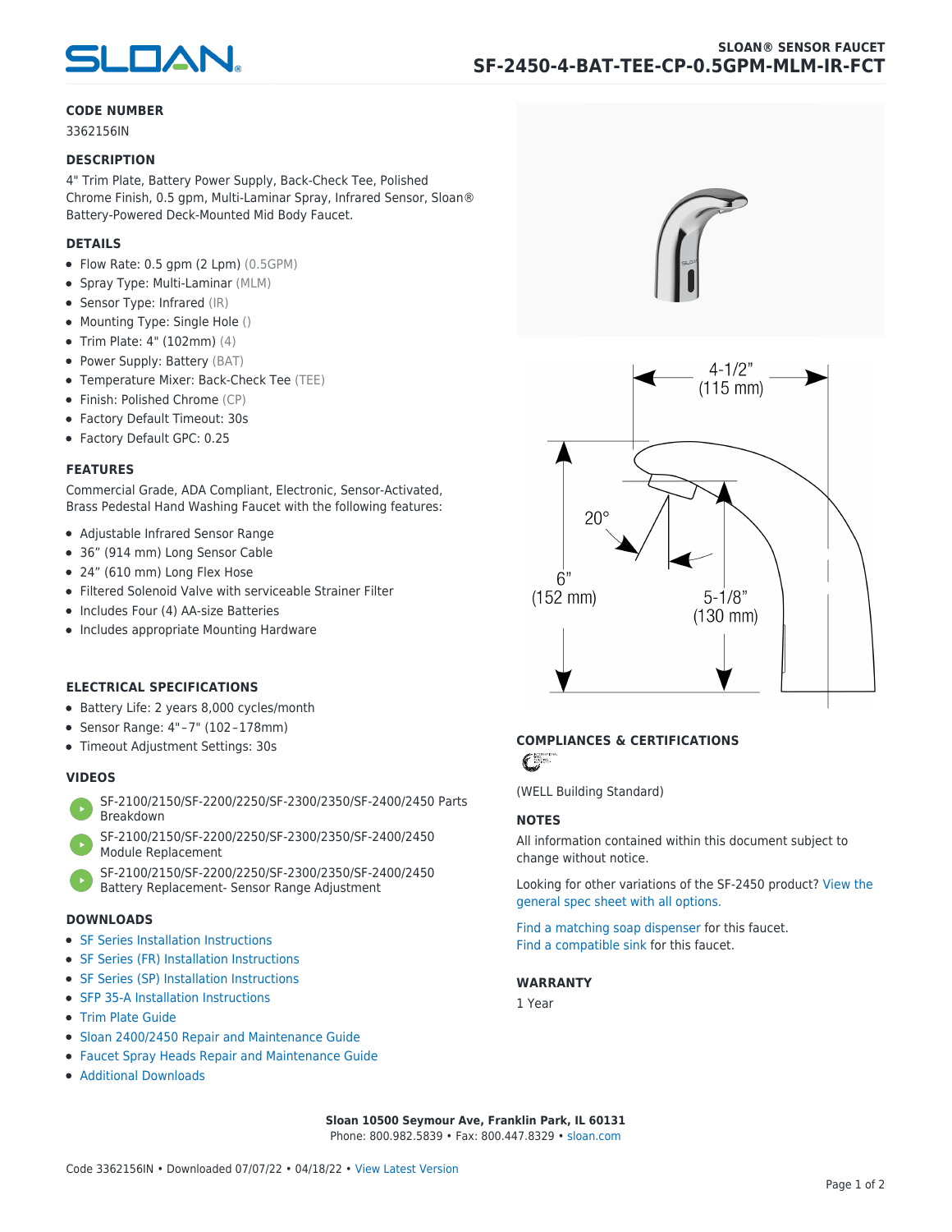# SLOAN® SENSOR FAUCET
## SF-2450-4-BAT-TEE-CP-0.5GPM-MLM-IR-FCT

### CODE NUMBER

3362156IN

### DESCRIPTION

4" Trim Plate, Battery Power Supply, Back-Check Tee, Polished Chrome Finish, 0.5 gpm, Multi-Laminar Spray, Infrared Sensor, Sloan® Battery-Powered Deck-Mounted Mid Body Faucet.

### DETAILS

- Flow Rate: 0.5 gpm (2 Lpm) (0.5GPM)
- Spray Type: Multi-Laminar (MLM)
- Sensor Type: Infrared (IR)
- Mounting Type: Single Hole ()
- Trim Plate: 4" (102mm) (4)
- Power Supply: Battery (BAT)
- Temperature Mixer: Back-Check Tee (TEE)
- Finish: Polished Chrome (CP)
- Factory Default Timeout: 30s
- Factory Default GPC: 0.25

### FEATURES

Commercial Grade, ADA Compliant, Electronic, Sensor-Activated, Brass Pedestal Hand Washing Faucet with the following features:

- Adjustable Infrared Sensor Range
- 36" (914 mm) Long Sensor Cable
- 24" (610 mm) Long Flex Hose
- Filtered Solenoid Valve with serviceable Strainer Filter
- Includes Four (4) AA-size Batteries
- Includes appropriate Mounting Hardware

### ELECTRICAL SPECIFICATIONS

- Battery Life: 2 years 8,000 cycles/month
- Sensor Range: 4"–7" (102–178mm)
- Timeout Adjustment Settings: 30s

### VIDEOS

- SF-2100/2150/SF-2200/2250/SF-2300/2350/SF-2400/2450 Parts Breakdown
- SF-2100/2150/SF-2200/2250/SF-2300/2350/SF-2400/2450 Module Replacement
- SF-2100/2150/SF-2200/2250/SF-2300/2350/SF-2400/2450 Battery Replacement- Sensor Range Adjustment

### DOWNLOADS

- SF Series Installation Instructions
- SF Series (FR) Installation Instructions
- SF Series (SP) Installation Instructions
- SFP 35-A Installation Instructions
- Trim Plate Guide
- Sloan 2400/2450 Repair and Maintenance Guide
- Faucet Spray Heads Repair and Maintenance Guide
- Additional Downloads

4-1/2"
(115 mm)

20°

6"
(152 mm)

5-1/8"
(130 mm)

### COMPLIANCES & CERTIFICATIONS

(WELL Building Standard)

### NOTES

All information contained within this document subject to change without notice.

Looking for other variations of the SF-2450 product? View the general spec sheet with all options.

Find a matching soap dispenser for this faucet.
Find a compatible sink for this faucet.

### WARRANTY

1 Year

**Sloan 10500 Seymour Ave, Franklin Park, IL 60131**
Phone: 800.982.5839 • Fax: 800.447.8329 • sloan.com

Code 3362156IN • Downloaded 07/07/22 • 04/18/22 • View Latest Version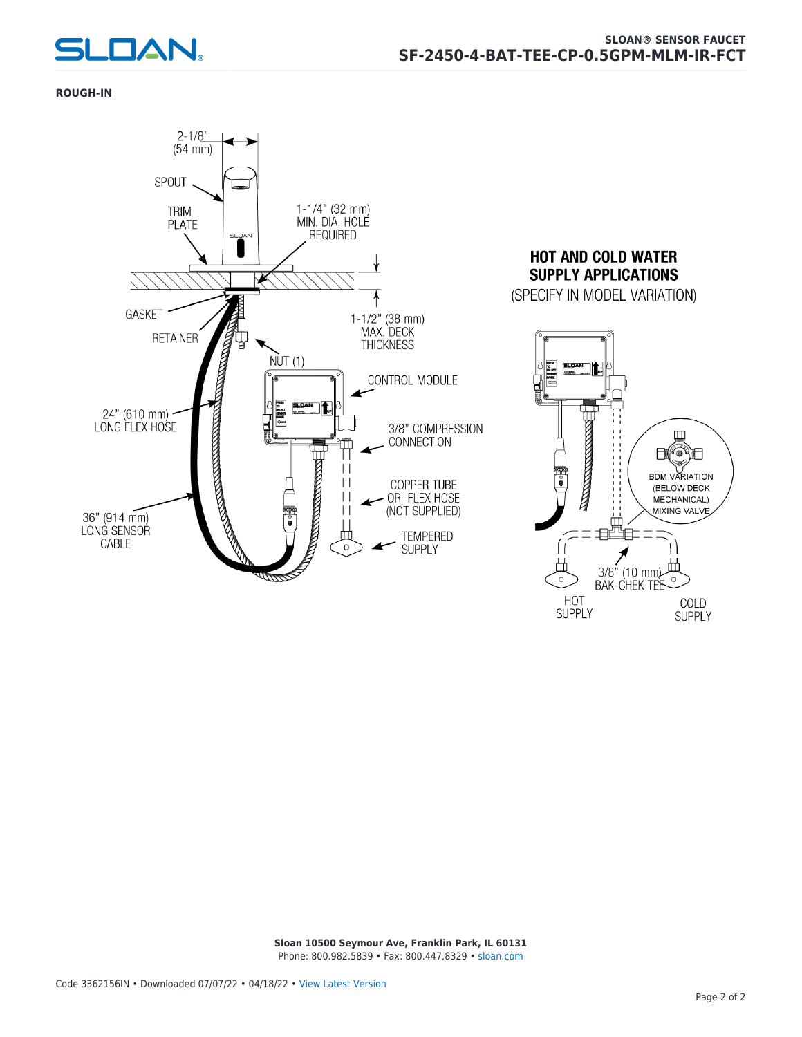## ROUGH-IN

2-1/8"
(54 mm)

SPOUT

TRIM
PLATE

1-1/4" (32 mm)
MIN. DIA. HOLE
REQUIRED

GASKET

RETAINER

1-1/2" (38 mm)
MAX. DECK
THICKNESS

NUT (1)

CONTROL MODULE

24" (610 mm)
LONG FLEX HOSE

3/8" COMPRESSION
CONNECTION

COPPER TUBE
OR FLEX HOSE
(NOT SUPPLIED)

36" (914 mm)
LONG SENSOR
CABLE

TEMPERED
SUPPLY

**HOT AND COLD WATER SUPPLY APPLICATIONS**

(SPECIFY IN MODEL VARIATION)

BDM VARIATION
(BELOW DECK
MECHANICAL)
MIXING VALVE

3/8" (10 mm)
BAK-CHEK TEE

HOT
SUPPLY

COLD
SUPPLY

**Sloan 10500 Seymour Ave, Franklin Park, IL 60131**
Phone: 800.982.5839 • Fax: 800.447.8329 • sloan.com

Code 3362156IN • Downloaded 07/07/22 • 04/18/22 • View Latest Version